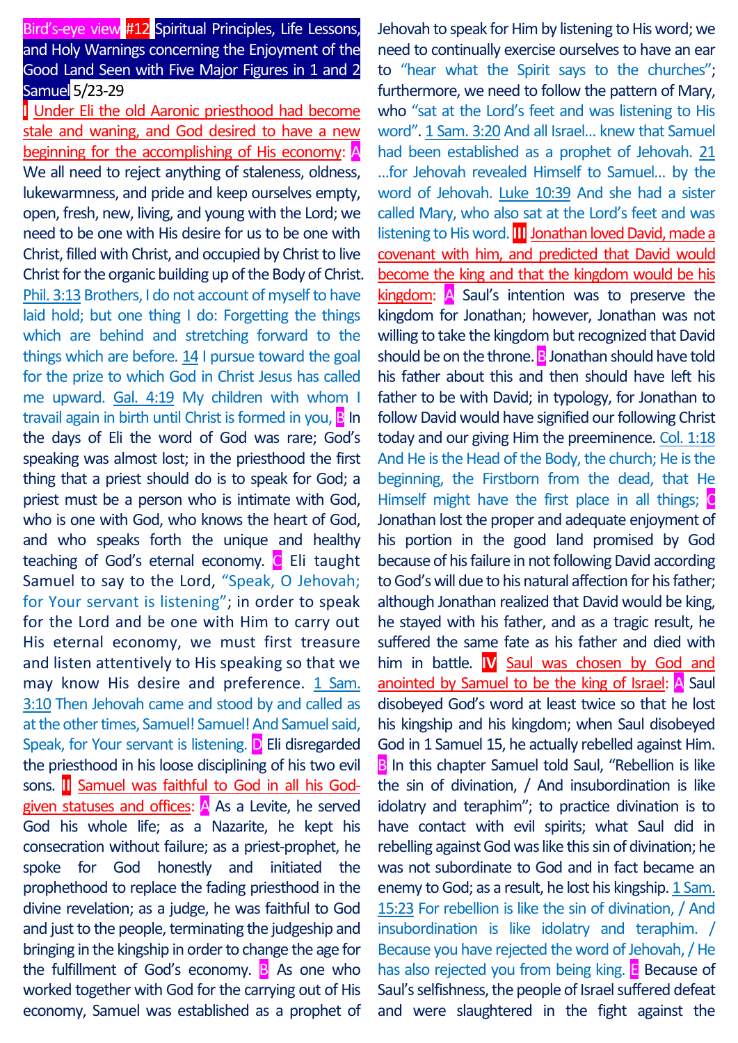## Bird's-eye view #12 Spiritual Principles, Life Lessons, and Holy Warnings concerning the Enjoyment of the Good Land Seen with Five Major Figures in 1 and 2 Samuel 5/23-29

**I** Under Eli the old Aaronic priesthood had become stale and waning, and God desired to have a new beginning for the accomplishing of His economy: **A** We all need to reject anything of staleness, oldness, lukewarmness, and pride and keep ourselves empty, open, fresh, new, living, and young with the Lord; we need to be one with His desire for us to be one with Christ, filled with Christ, and occupied by Christ to live Christ for the organic building up of the Body of Christ. Phil. 3:13 Brothers, I do not account of myself to have laid hold; but one thing I do: Forgetting the things which are behind and stretching forward to the things which are before. 14 I pursue toward the goal for the prize to which God in Christ Jesus has called me upward. Gal. 4:19 My children with whom I travail again in birth until Christ is formed in you, **B** In the days of Eli the word of God was rare; God's speaking was almost lost; in the priesthood the first thing that a priest should do is to speak for God; a priest must be a person who is intimate with God, who is one with God, who knows the heart of God, and who speaks forth the unique and healthy teaching of God's eternal economy. **C** Eli taught Samuel to say to the Lord, "Speak, O Jehovah; for Your servant is listening"; in order to speak for the Lord and be one with Him to carry out His eternal economy, we must first treasure and listen attentively to His speaking so that we may know His desire and preference. 1 Sam. 3:10 Then Jehovah came and stood by and called as at the other times, Samuel! Samuel! And Samuel said, Speak, for Your servant is listening. **D** Eli disregarded the priesthood in his loose disciplining of his two evil sons. **II** Samuel was faithful to God in all his God-given statuses and offices: **A** As a Levite, he served God his whole life; as a Nazarite, he kept his consecration without failure; as a priest-prophet, he spoke for God honestly and initiated the prophethood to replace the fading priesthood in the divine revelation; as a judge, he was faithful to God and just to the people, terminating the judgeship and bringing in the kingship in order to change the age for the fulfillment of God's economy. **B** As one who worked together with God for the carrying out of His economy, Samuel was established as a prophet of Jehovah to speak for Him by listening to His word; we need to continually exercise ourselves to have an ear to "hear what the Spirit says to the churches"; furthermore, we need to follow the pattern of Mary, who "sat at the Lord's feet and was listening to His word". 1 Sam. 3:20 And all Israel… knew that Samuel had been established as a prophet of Jehovah. 21 …for Jehovah revealed Himself to Samuel… by the word of Jehovah. Luke 10:39 And she had a sister called Mary, who also sat at the Lord's feet and was listening to His word. **III** Jonathan loved David, made a covenant with him, and predicted that David would become the king and that the kingdom would be his kingdom: **A** Saul's intention was to preserve the kingdom for Jonathan; however, Jonathan was not willing to take the kingdom but recognized that David should be on the throne. **B** Jonathan should have told his father about this and then should have left his father to be with David; in typology, for Jonathan to follow David would have signified our following Christ today and our giving Him the preeminence. Col. 1:18 And He is the Head of the Body, the church; He is the beginning, the Firstborn from the dead, that He Himself might have the first place in all things; **C** Jonathan lost the proper and adequate enjoyment of his portion in the good land promised by God because of his failure in not following David according to God's will due to his natural affection for his father; although Jonathan realized that David would be king, he stayed with his father, and as a tragic result, he suffered the same fate as his father and died with him in battle. **IV** Saul was chosen by God and anointed by Samuel to be the king of Israel: **A** Saul disobeyed God's word at least twice so that he lost his kingship and his kingdom; when Saul disobeyed God in 1 Samuel 15, he actually rebelled against Him. **B** In this chapter Samuel told Saul, "Rebellion is like the sin of divination, / And insubordination is like idolatry and teraphim"; to practice divination is to have contact with evil spirits; what Saul did in rebelling against God was like this sin of divination; he was not subordinate to God and in fact became an enemy to God; as a result, he lost his kingship. 1 Sam. 15:23 For rebellion is like the sin of divination, / And insubordination is like idolatry and teraphim. / Because you have rejected the word of Jehovah, / He has also rejected you from being king. **E** Because of Saul's selfishness, the people of Israel suffered defeat and were slaughtered in the fight against the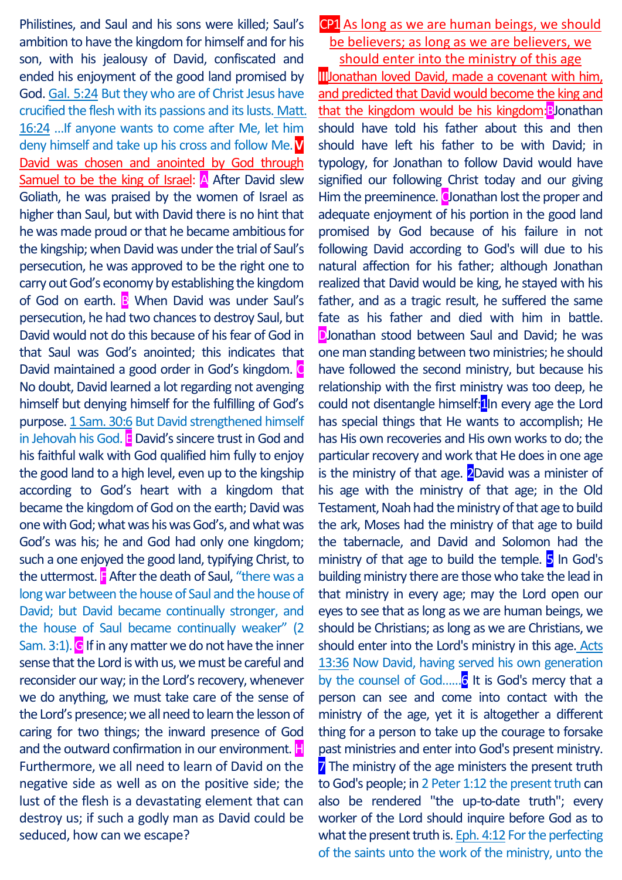Philistines, and Saul and his sons were killed; Saul's ambition to have the kingdom for himself and for his son, with his jealousy of David, confiscated and ended his enjoyment of the good land promised by God. Gal. 5:24 But they who are of Christ Jesus have crucified the flesh with its passions and its lusts. Matt. 16:24 …If anyone wants to come after Me, let him deny himself and take up his cross and follow Me.

**V David was chosen and anointed by God through Samuel to be the king of Israel:**

A After David slew Goliath, he was praised by the women of Israel as higher than Saul, but with David there is no hint that he was made proud or that he became ambitious for the kingship; when David was under the trial of Saul's persecution, he was approved to be the right one to carry out God's economy by establishing the kingdom of God on earth. B When David was under Saul's persecution, he had two chances to destroy Saul, but David would not do this because of his fear of God in that Saul was God's anointed; this indicates that David maintained a good order in God's kingdom. C No doubt, David learned a lot regarding not avenging himself but denying himself for the fulfilling of God's purpose. 1 Sam. 30:6 But David strengthened himself in Jehovah his God. E David's sincere trust in God and his faithful walk with God qualified him fully to enjoy the good land to a high level, even up to the kingship according to God's heart with a kingdom that became the kingdom of God on the earth; David was one with God; what was his was God's, and what was God's was his; he and God had only one kingdom; such a one enjoyed the good land, typifying Christ, to the uttermost. F After the death of Saul, "there was a long war between the house of Saul and the house of David; but David became continually stronger, and the house of Saul became continually weaker" (2 Sam. 3:1). G If in any matter we do not have the inner sense that the Lord is with us, we must be careful and reconsider our way; in the Lord's recovery, whenever we do anything, we must take care of the sense of the Lord's presence; we all need to learn the lesson of caring for two things; the inward presence of God and the outward confirmation in our environment. H Furthermore, we all need to learn of David on the negative side as well as on the positive side; the lust of the flesh is a devastating element that can destroy us; if such a godly man as David could be seduced, how can we escape?

**CP1 As long as we are human beings, we should be believers; as long as we are believers, we should enter into the ministry of this age**

**III Jonathan loved David, made a covenant with him, and predicted that David would become the king and that the kingdom would be his kingdom:**

B Jonathan should have told his father about this and then should have left his father to be with David; in typology, for Jonathan to follow David would have signified our following Christ today and our giving Him the preeminence. C Jonathan lost the proper and adequate enjoyment of his portion in the good land promised by God because of his failure in not following David according to God's will due to his natural affection for his father; although Jonathan realized that David would be king, he stayed with his father, and as a tragic result, he suffered the same fate as his father and died with him in battle. D Jonathan stood between Saul and David; he was one man standing between two ministries; he should have followed the second ministry, but because his relationship with the first ministry was too deep, he could not disentangle himself: 1 In every age the Lord has special things that He wants to accomplish; He has His own recoveries and His own works to do; the particular recovery and work that He does in one age is the ministry of that age. 2 David was a minister of his age with the ministry of that age; in the Old Testament, Noah had the ministry of that age to build the ark, Moses had the ministry of that age to build the tabernacle, and David and Solomon had the ministry of that age to build the temple. 5 In God's building ministry there are those who take the lead in that ministry in every age; may the Lord open our eyes to see that as long as we are human beings, we should be Christians; as long as we are Christians, we should enter into the Lord's ministry in this age. Acts 13:36 Now David, having served his own generation by the counsel of God…… 6 It is God's mercy that a person can see and come into contact with the ministry of the age, yet it is altogether a different thing for a person to take up the courage to forsake past ministries and enter into God's present ministry. 7 The ministry of the age ministers the present truth to God's people; in 2 Peter 1:12 the present truth can also be rendered "the up-to-date truth"; every worker of the Lord should inquire before God as to what the present truth is. Eph. 4:12 For the perfecting of the saints unto the work of the ministry, unto the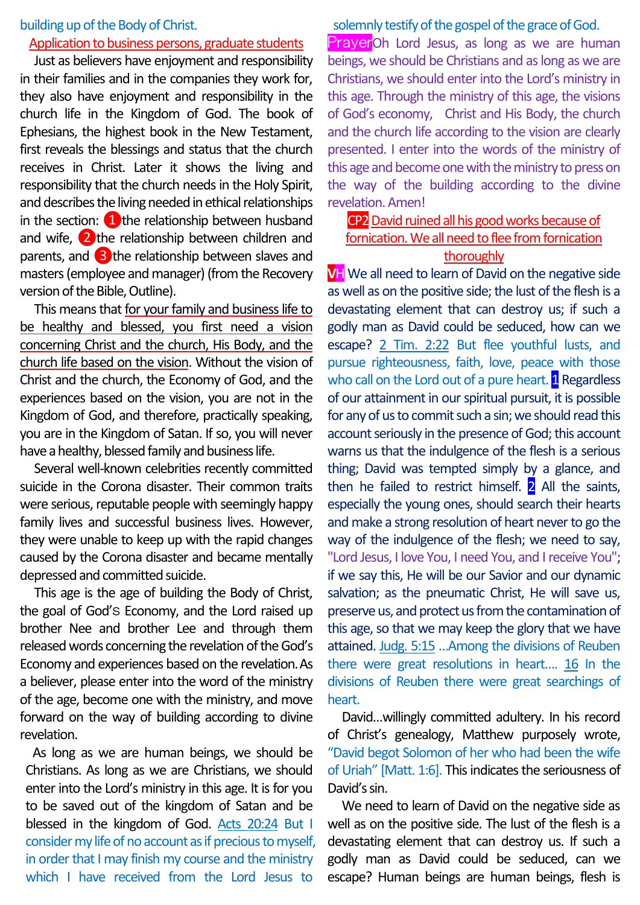building up of the Body of Christ.

## Application to business persons, graduate students

Just as believers have enjoyment and responsibility in their families and in the companies they work for, they also have enjoyment and responsibility in the church life in the Kingdom of God. The book of Ephesians, the highest book in the New Testament, first reveals the blessings and status that the church receives in Christ. Later it shows the living and responsibility that the church needs in the Holy Spirit, and describes the living needed in ethical relationships in the section: ❶the relationship between husband and wife, ❷the relationship between children and parents, and ❸the relationship between slaves and masters (employee and manager) (from the Recovery version of the Bible, Outline).

This means that for your family and business life to be healthy and blessed, you first need a vision concerning Christ and the church, His Body, and the church life based on the vision. Without the vision of Christ and the church, the Economy of God, and the experiences based on the vision, you are not in the Kingdom of God, and therefore, practically speaking, you are in the Kingdom of Satan. If so, you will never have a healthy, blessed family and business life.

Several well-known celebrities recently committed suicide in the Corona disaster. Their common traits were serious, reputable people with seemingly happy family lives and successful business lives. However, they were unable to keep up with the rapid changes caused by the Corona disaster and became mentally depressed and committed suicide.

This age is the age of building the Body of Christ, the goal of God's Economy, and the Lord raised up brother Nee and brother Lee and through them released words concerning the revelation of the God's Economy and experiences based on the revelation. As a believer, please enter into the word of the ministry of the age, become one with the ministry, and move forward on the way of building according to divine revelation.

As long as we are human beings, we should be Christians. As long as we are Christians, we should enter into the Lord's ministry in this age. It is for you to be saved out of the kingdom of Satan and be blessed in the kingdom of God. Acts 20:24 But I consider my life of no account as if precious to myself, in order that I may finish my course and the ministry which I have received from the Lord Jesus to solemnly testify of the gospel of the grace of God.

**Prayer** Oh Lord Jesus, as long as we are human beings, we should be Christians and as long as we are Christians, we should enter into the Lord's ministry in this age. Through the ministry of this age, the visions of God's economy, Christ and His Body, the church and the church life according to the vision are clearly presented. I enter into the words of the ministry of this age and become one with the ministry to press on the way of the building according to the divine revelation. Amen!

## CP2 David ruined all his good works because of fornication. We all need to flee from fornication thoroughly

**VH** We all need to learn of David on the negative side as well as on the positive side; the lust of the flesh is a devastating element that can destroy us; if such a godly man as David could be seduced, how can we escape? 2 Tim. 2:22 But flee youthful lusts, and pursue righteousness, faith, love, peace with those who call on the Lord out of a pure heart. **1** Regardless of our attainment in our spiritual pursuit, it is possible for any of us to commit such a sin; we should read this account seriously in the presence of God; this account warns us that the indulgence of the flesh is a serious thing; David was tempted simply by a glance, and then he failed to restrict himself. **2** All the saints, especially the young ones, should search their hearts and make a strong resolution of heart never to go the way of the indulgence of the flesh; we need to say, "Lord Jesus, I love You, I need You, and I receive You"; if we say this, He will be our Savior and our dynamic salvation; as the pneumatic Christ, He will save us, preserve us, and protect us from the contamination of this age, so that we may keep the glory that we have attained. Judg. 5:15 ...Among the divisions of Reuben there were great resolutions in heart.... 16 In the divisions of Reuben there were great searchings of heart.

David...willingly committed adultery. In his record of Christ's genealogy, Matthew purposely wrote, "David begot Solomon of her who had been the wife of Uriah" [Matt. 1:6]. This indicates the seriousness of David's sin.

We need to learn of David on the negative side as well as on the positive side. The lust of the flesh is a devastating element that can destroy us. If such a godly man as David could be seduced, can we escape? Human beings are human beings, flesh is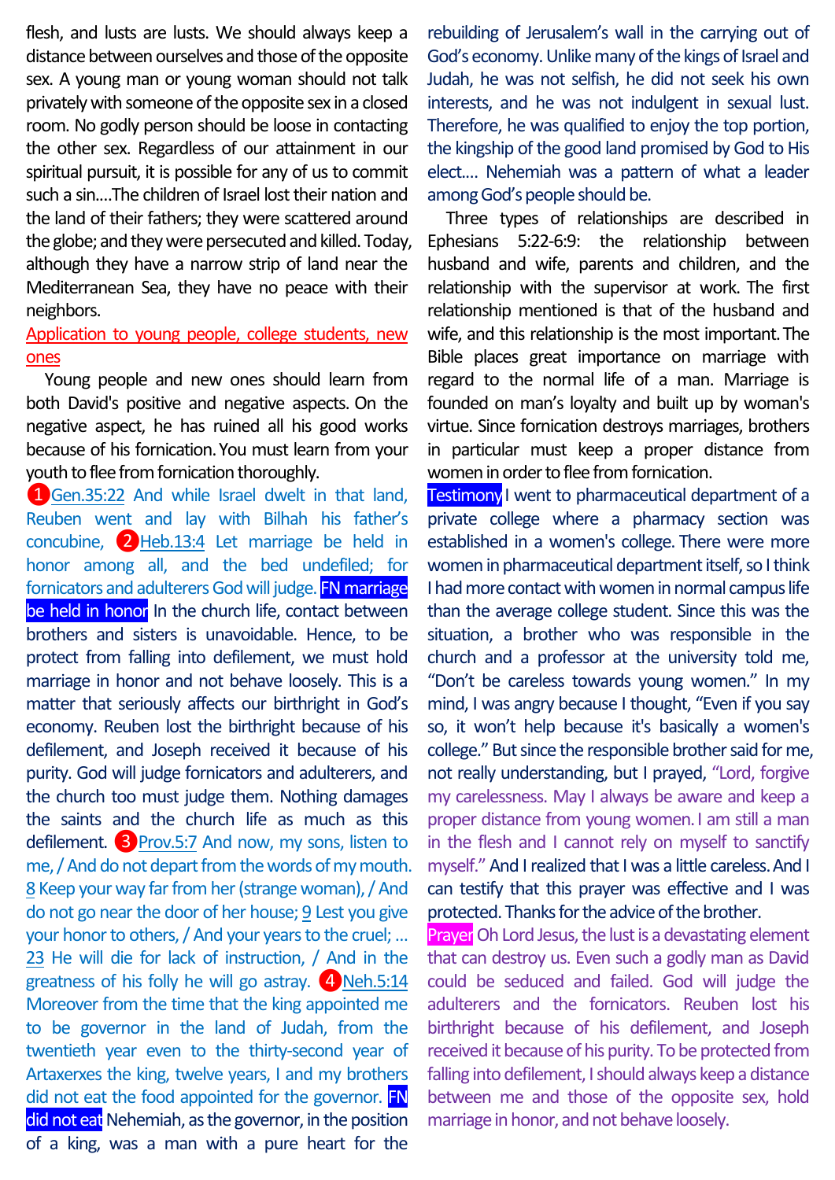flesh, and lusts are lusts. We should always keep a distance between ourselves and those of the opposite sex. A young man or young woman should not talk privately with someone of the opposite sex in a closed room. No godly person should be loose in contacting the other sex. Regardless of our attainment in our spiritual pursuit, it is possible for any of us to commit such a sin....The children of Israel lost their nation and the land of their fathers; they were scattered around the globe; and they were persecuted and killed. Today, although they have a narrow strip of land near the Mediterranean Sea, they have no peace with their neighbors.

Application to young people, college students, new ones

Young people and new ones should learn from both David's positive and negative aspects. On the negative aspect, he has ruined all his good works because of his fornication. You must learn from your youth to flee from fornication thoroughly.

❶Gen.35:22 And while Israel dwelt in that land, Reuben went and lay with Bilhah his father's concubine, ❷Heb.13:4 Let marriage be held in honor among all, and the bed undefiled; for fornicators and adulterers God will judge. **FN marriage be held in honor** In the church life, contact between brothers and sisters is unavoidable. Hence, to be protect from falling into defilement, we must hold marriage in honor and not behave loosely. This is a matter that seriously affects our birthright in God's economy. Reuben lost the birthright because of his defilement, and Joseph received it because of his purity. God will judge fornicators and adulterers, and the church too must judge them. Nothing damages the saints and the church life as much as this defilement. ❸Prov.5:7 And now, my sons, listen to me, / And do not depart from the words of my mouth. 8 Keep your way far from her (strange woman), / And do not go near the door of her house; 9 Lest you give your honor to others, / And your years to the cruel; ... 23 He will die for lack of instruction, / And in the greatness of his folly he will go astray. ❹Neh.5:14 Moreover from the time that the king appointed me to be governor in the land of Judah, from the twentieth year even to the thirty-second year of Artaxerxes the king, twelve years, I and my brothers did not eat the food appointed for the governor. **FN did not eat** Nehemiah, as the governor, in the position of a king, was a man with a pure heart for the rebuilding of Jerusalem's wall in the carrying out of God's economy. Unlike many of the kings of Israel and Judah, he was not selfish, he did not seek his own interests, and he was not indulgent in sexual lust. Therefore, he was qualified to enjoy the top portion, the kingship of the good land promised by God to His elect.... Nehemiah was a pattern of what a leader among God's people should be.

Three types of relationships are described in Ephesians 5:22-6:9: the relationship between husband and wife, parents and children, and the relationship with the supervisor at work. The first relationship mentioned is that of the husband and wife, and this relationship is the most important. The Bible places great importance on marriage with regard to the normal life of a man. Marriage is founded on man's loyalty and built up by woman's virtue. Since fornication destroys marriages, brothers in particular must keep a proper distance from women in order to flee from fornication.

**Testimony** I went to pharmaceutical department of a private college where a pharmacy section was established in a women's college. There were more women in pharmaceutical department itself, so I think I had more contact with women in normal campus life than the average college student. Since this was the situation, a brother who was responsible in the church and a professor at the university told me, "Don't be careless towards young women." In my mind, I was angry because I thought, "Even if you say so, it won't help because it's basically a women's college." But since the responsible brother said for me, not really understanding, but I prayed, "Lord, forgive my carelessness. May I always be aware and keep a proper distance from young women. I am still a man in the flesh and I cannot rely on myself to sanctify myself." And I realized that I was a little careless. And I can testify that this prayer was effective and I was protected. Thanks for the advice of the brother.

**Prayer** Oh Lord Jesus, the lust is a devastating element that can destroy us. Even such a godly man as David could be seduced and failed. God will judge the adulterers and the fornicators. Reuben lost his birthright because of his defilement, and Joseph received it because of his purity. To be protected from falling into defilement, I should always keep a distance between me and those of the opposite sex, hold marriage in honor, and not behave loosely.